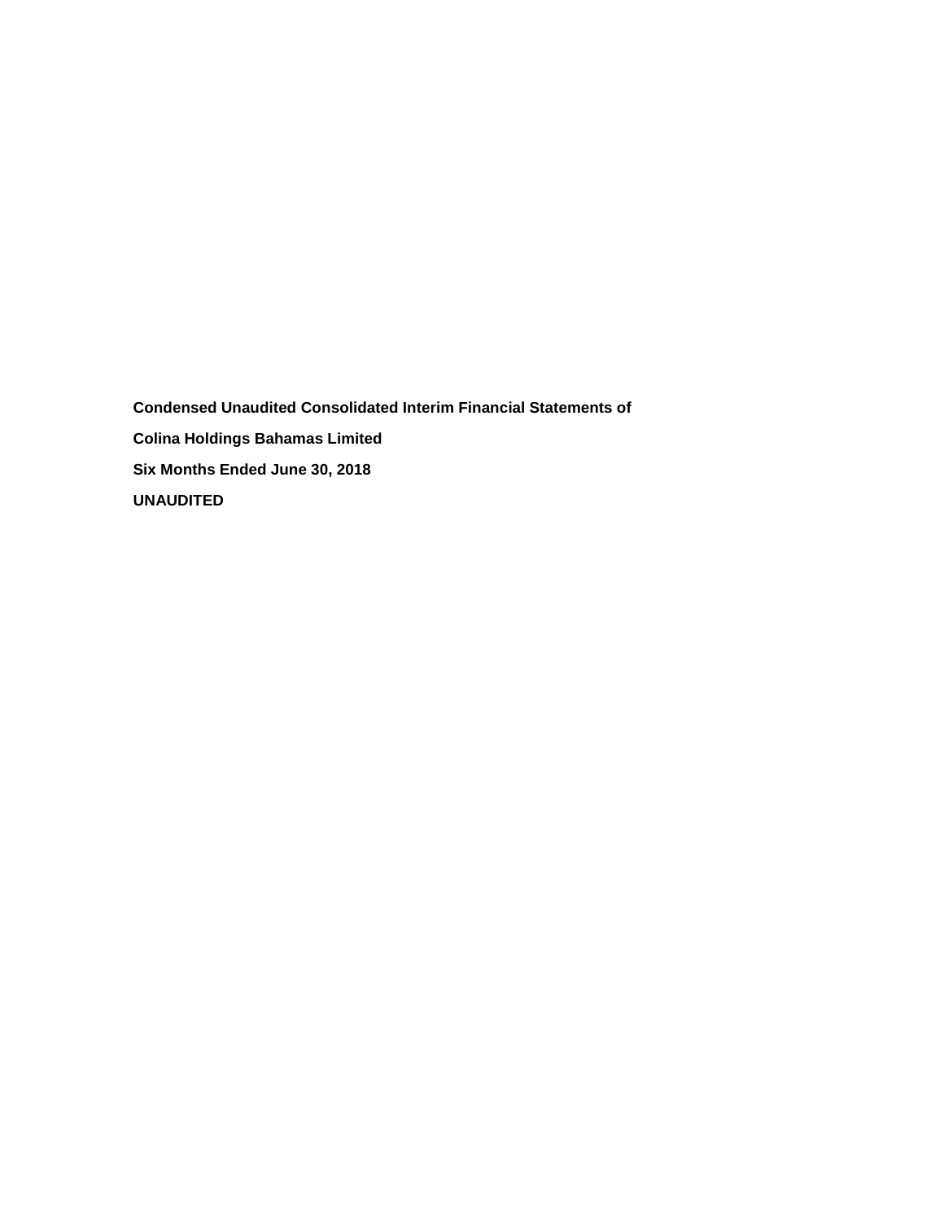**Condensed Unaudited Consolidated Interim Financial Statements of**

**Colina Holdings Bahamas Limited**

**Six Months Ended June 30, 2018**

**UNAUDITED**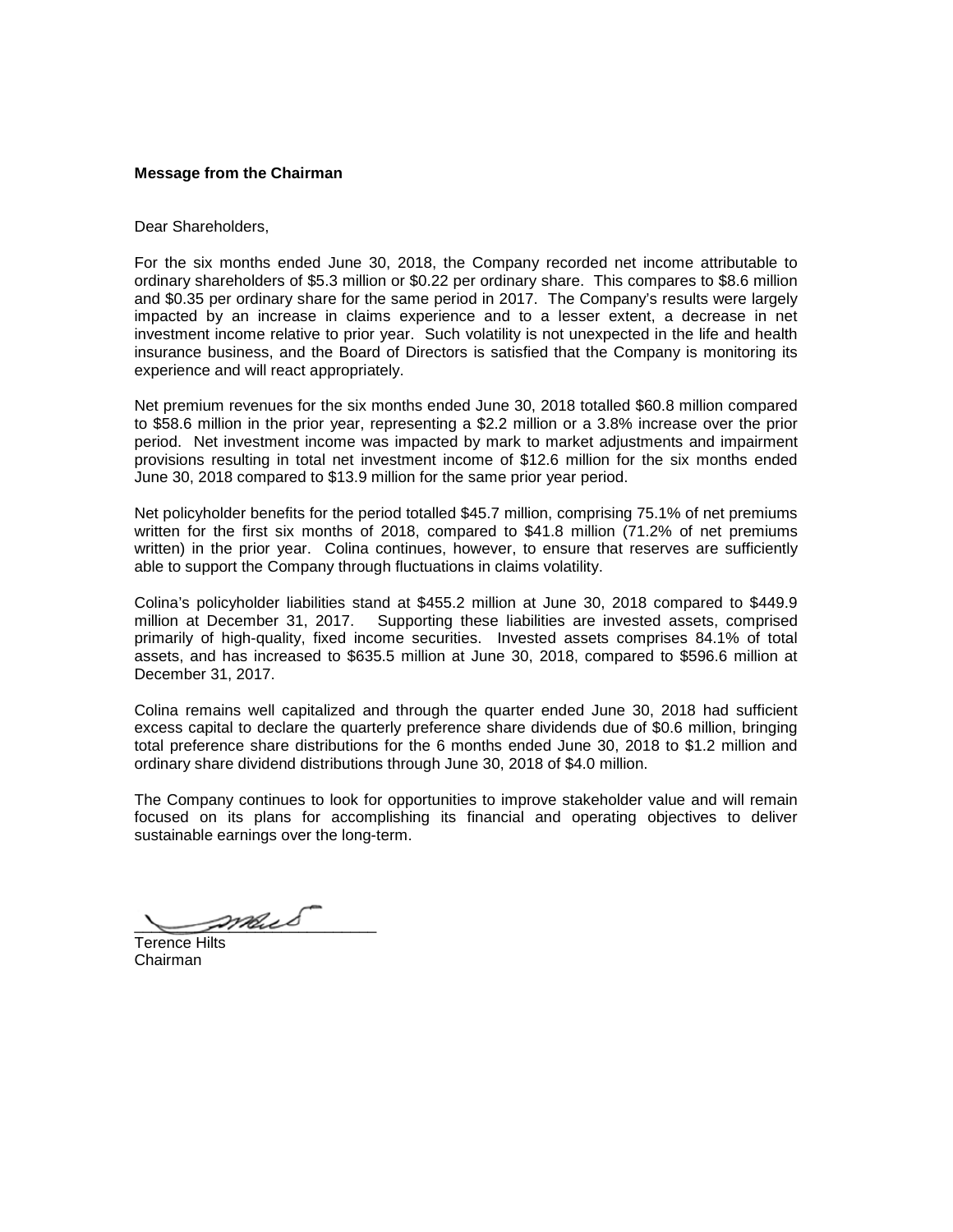**Message from the Chairman**

Dear Shareholders,

For the six months ended June 30, 2018, the Company recorded net income attributable to ordinary shareholders of $5.3 million or $0.22 per ordinary share. This compares to $8.6 million and $0.35 per ordinary share for the same period in 2017. The Company's results were largely impacted by an increase in claims experience and to a lesser extent, a decrease in net investment income relative to prior year. Such volatility is not unexpected in the life and health insurance business, and the Board of Directors is satisfied that the Company is monitoring its experience and will react appropriately.

Net premium revenues for the six months ended June 30, 2018 totalled $60.8 million compared to $58.6 million in the prior year, representing a $2.2 million or a 3.8% increase over the prior period. Net investment income was impacted by mark to market adjustments and impairment provisions resulting in total net investment income of $12.6 million for the six months ended June 30, 2018 compared to $13.9 million for the same prior year period.

Net policyholder benefits for the period totalled $45.7 million, comprising 75.1% of net premiums written for the first six months of 2018, compared to $41.8 million (71.2% of net premiums written) in the prior year. Colina continues, however, to ensure that reserves are sufficiently able to support the Company through fluctuations in claims volatility.

Colina's policyholder liabilities stand at $455.2 million at June 30, 2018 compared to $449.9 million at December 31, 2017. Supporting these liabilities are invested assets, comprised primarily of high-quality, fixed income securities. Invested assets comprises 84.1% of total assets, and has increased to $635.5 million at June 30, 2018, compared to $596.6 million at December 31, 2017.

Colina remains well capitalized and through the quarter ended June 30, 2018 had sufficient excess capital to declare the quarterly preference share dividends due of $0.6 million, bringing total preference share distributions for the 6 months ended June 30, 2018 to $1.2 million and ordinary share dividend distributions through June 30, 2018 of $4.0 million.

The Company continues to look for opportunities to improve stakeholder value and will remain focused on its plans for accomplishing its financial and operating objectives to deliver sustainable earnings over the long-term.

Terence Hilts
Chairman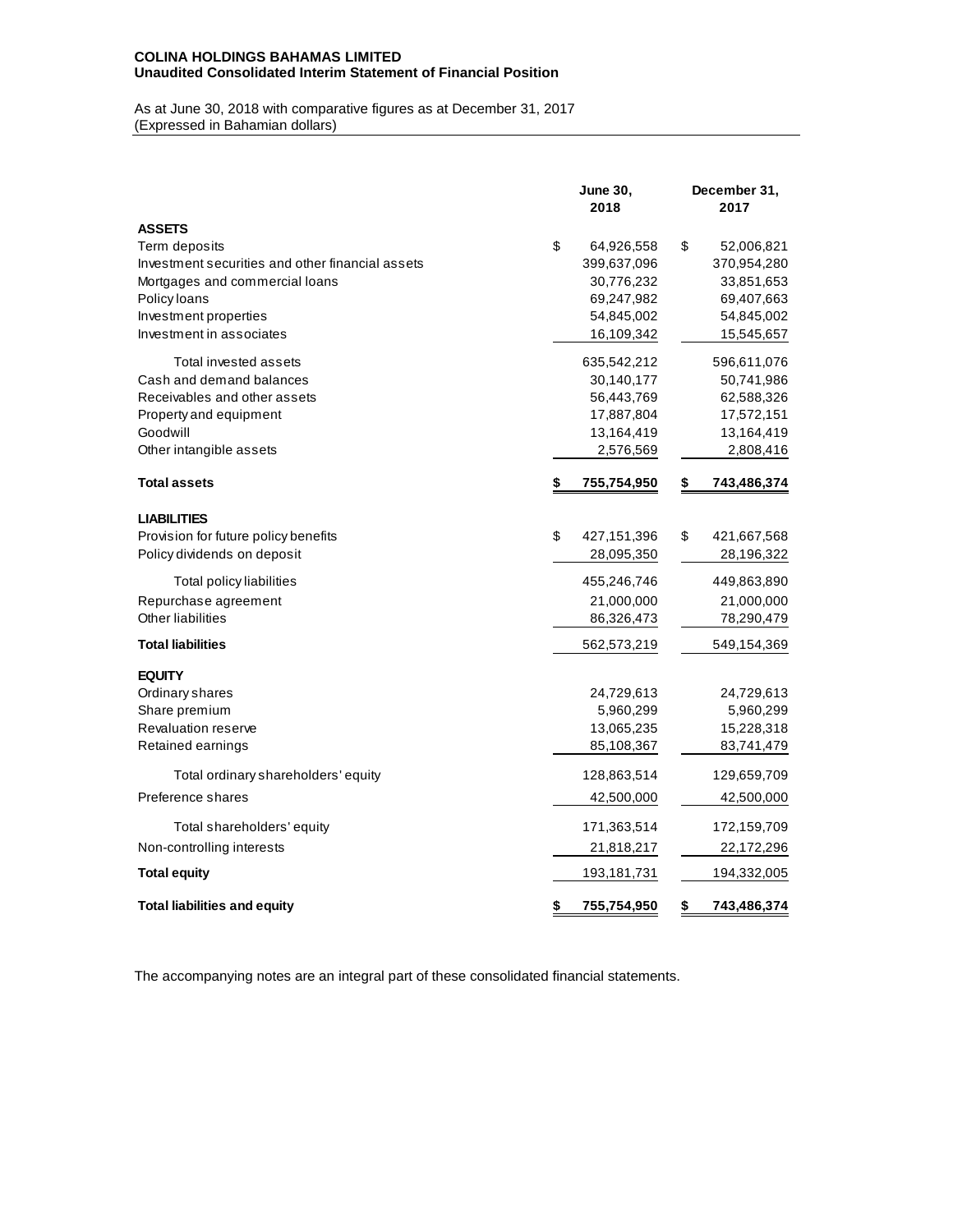**COLINA HOLDINGS BAHAMAS LIMITED**
**Unaudited Consolidated Interim Statement of Financial Position**

As at June 30, 2018 with comparative figures as at December 31, 2017
(Expressed in Bahamian dollars)

| | June 30, 2018 | December 31, 2017 |
|---|---|---|
| **ASSETS** | | |
| Term deposits | $ 64,926,558 | $ 52,006,821 |
| Investment securities and other financial assets | 399,637,096 | 370,954,280 |
| Mortgages and commercial loans | 30,776,232 | 33,851,653 |
| Policy loans | 69,247,982 | 69,407,663 |
| Investment properties | 54,845,002 | 54,845,002 |
| Investment in associates | 16,109,342 | 15,545,657 |
| Total invested assets | 635,542,212 | 596,611,076 |
| Cash and demand balances | 30,140,177 | 50,741,986 |
| Receivables and other assets | 56,443,769 | 62,588,326 |
| Property and equipment | 17,887,804 | 17,572,151 |
| Goodwill | 13,164,419 | 13,164,419 |
| Other intangible assets | 2,576,569 | 2,808,416 |
| **Total assets** | **$ 755,754,950** | **$ 743,486,374** |
| **LIABILITIES** | | |
| Provision for future policy benefits | $ 427,151,396 | $ 421,667,568 |
| Policy dividends on deposit | 28,095,350 | 28,196,322 |
| Total policy liabilities | 455,246,746 | 449,863,890 |
| Repurchase agreement | 21,000,000 | 21,000,000 |
| Other liabilities | 86,326,473 | 78,290,479 |
| **Total liabilities** | 562,573,219 | 549,154,369 |
| **EQUITY** | | |
| Ordinary shares | 24,729,613 | 24,729,613 |
| Share premium | 5,960,299 | 5,960,299 |
| Revaluation reserve | 13,065,235 | 15,228,318 |
| Retained earnings | 85,108,367 | 83,741,479 |
| Total ordinary shareholders' equity | 128,863,514 | 129,659,709 |
| Preference shares | 42,500,000 | 42,500,000 |
| Total shareholders' equity | 171,363,514 | 172,159,709 |
| Non-controlling interests | 21,818,217 | 22,172,296 |
| **Total equity** | 193,181,731 | 194,332,005 |
| **Total liabilities and equity** | **$ 755,754,950** | **$ 743,486,374** |

The accompanying notes are an integral part of these consolidated financial statements.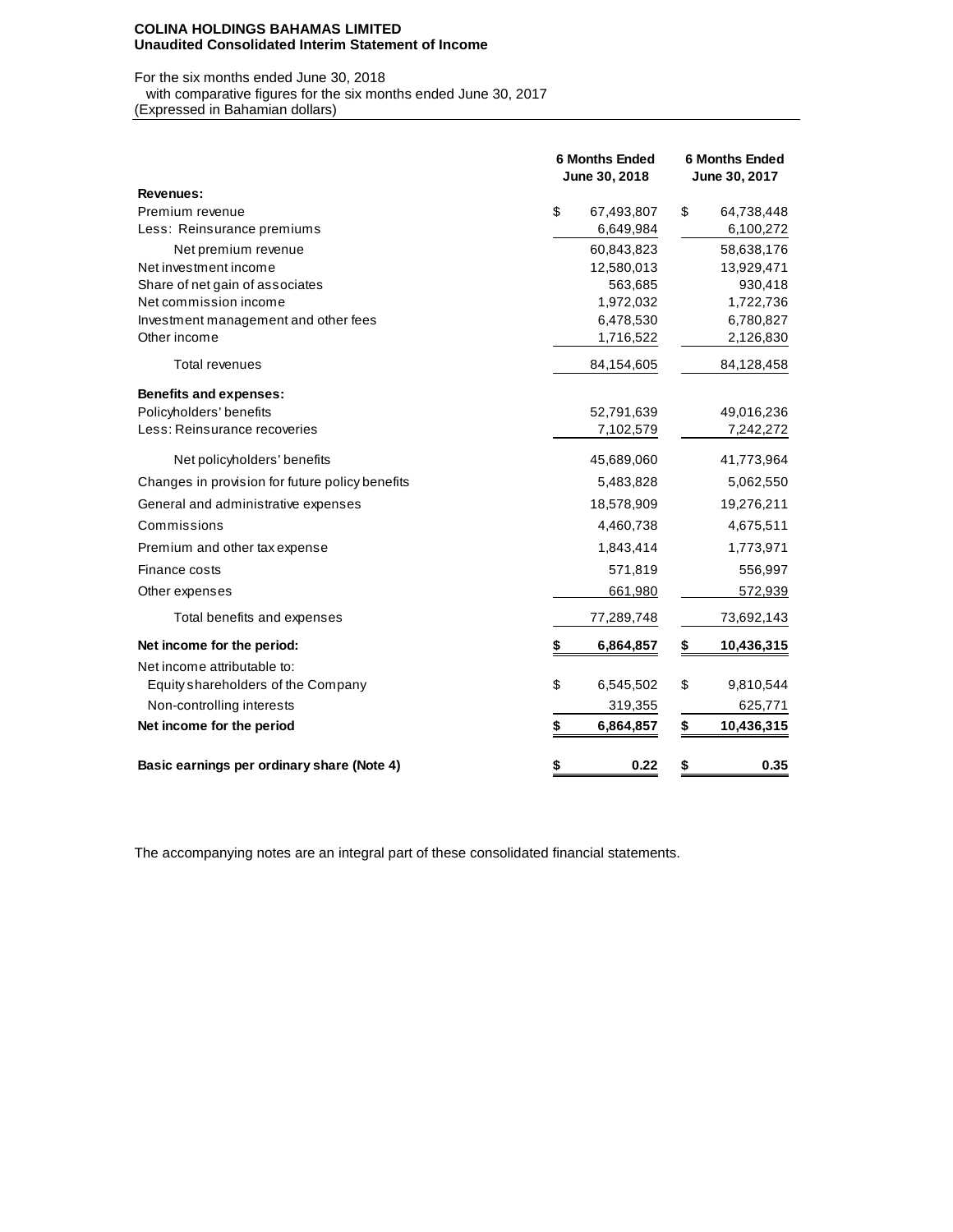**COLINA HOLDINGS BAHAMAS LIMITED**
**Unaudited Consolidated Interim Statement of Income**

For the six months ended June 30, 2018
with comparative figures for the six months ended June 30, 2017
(Expressed in Bahamian dollars)

| | 6 Months Ended June 30, 2018 | 6 Months Ended June 30, 2017 |
|---|---|---|
| **Revenues:** | | |
| Premium revenue | $ 67,493,807 | $ 64,738,448 |
| Less: Reinsurance premiums | 6,649,984 | 6,100,272 |
| Net premium revenue | 60,843,823 | 58,638,176 |
| Net investment income | 12,580,013 | 13,929,471 |
| Share of net gain of associates | 563,685 | 930,418 |
| Net commission income | 1,972,032 | 1,722,736 |
| Investment management and other fees | 6,478,530 | 6,780,827 |
| Other income | 1,716,522 | 2,126,830 |
| Total revenues | 84,154,605 | 84,128,458 |
| **Benefits and expenses:** | | |
| Policyholders' benefits | 52,791,639 | 49,016,236 |
| Less: Reinsurance recoveries | 7,102,579 | 7,242,272 |
| Net policyholders' benefits | 45,689,060 | 41,773,964 |
| Changes in provision for future policy benefits | 5,483,828 | 5,062,550 |
| General and administrative expenses | 18,578,909 | 19,276,211 |
| Commissions | 4,460,738 | 4,675,511 |
| Premium and other tax expense | 1,843,414 | 1,773,971 |
| Finance costs | 571,819 | 556,997 |
| Other expenses | 661,980 | 572,939 |
| Total benefits and expenses | 77,289,748 | 73,692,143 |
| **Net income for the period:** | **$ 6,864,857** | **$ 10,436,315** |
| Net income attributable to: | | |
| Equity shareholders of the Company | $ 6,545,502 | $ 9,810,544 |
| Non-controlling interests | 319,355 | 625,771 |
| **Net income for the period** | **$ 6,864,857** | **$ 10,436,315** |
| **Basic earnings per ordinary share (Note 4)** | **$ 0.22** | **$ 0.35** |

The accompanying notes are an integral part of these consolidated financial statements.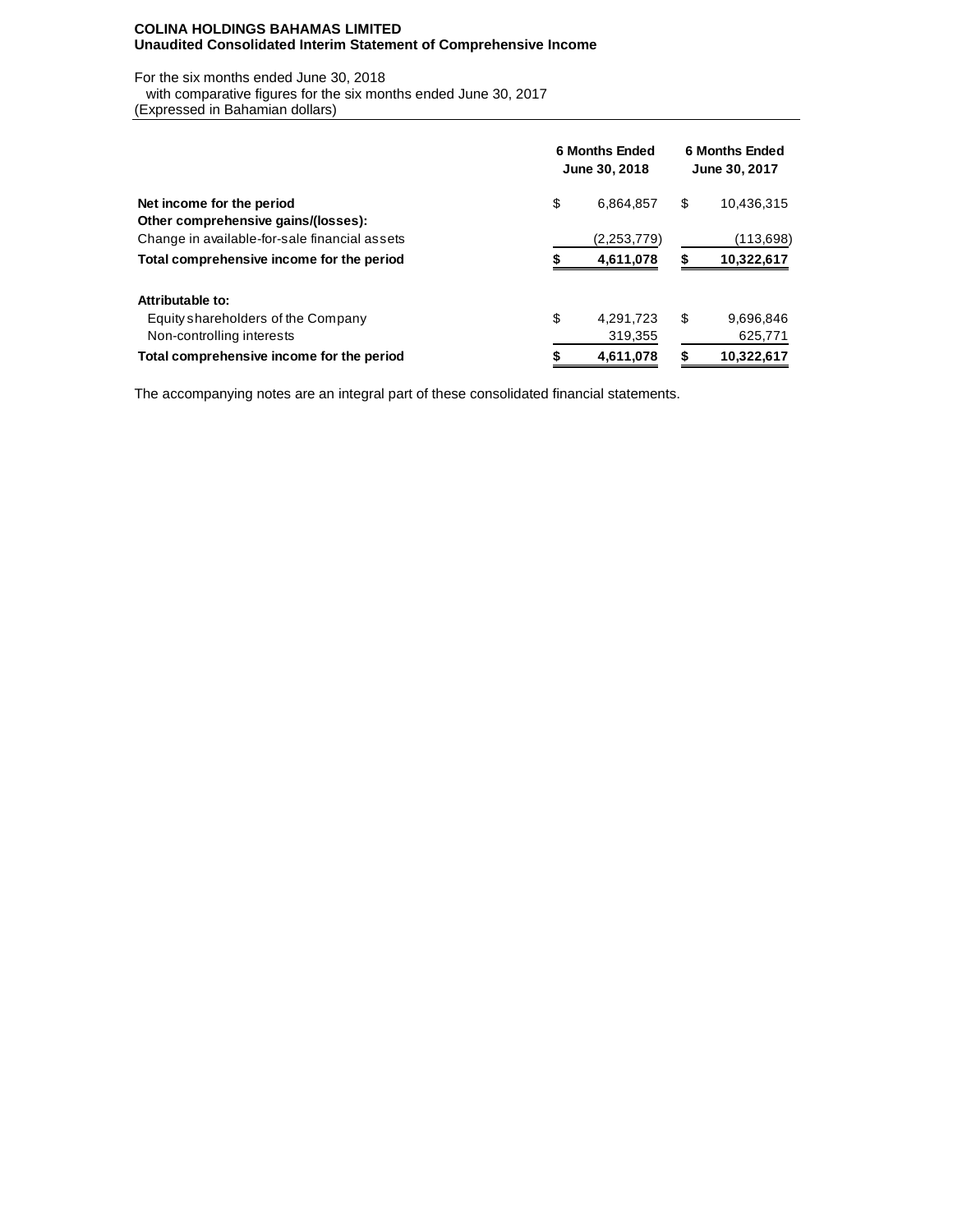**COLINA HOLDINGS BAHAMAS LIMITED**
**Unaudited Consolidated Interim Statement of Comprehensive Income**

For the six months ended June 30, 2018
with comparative figures for the six months ended June 30, 2017
(Expressed in Bahamian dollars)

| | 6 Months Ended June 30, 2018 | 6 Months Ended June 30, 2017 |
|---|---|---|
| **Net income for the period** | $ 6,864,857 | $ 10,436,315 |
| **Other comprehensive gains/(losses):** | | |
| Change in available-for-sale financial assets | (2,253,779) | (113,698) |
| **Total comprehensive income for the period** | **$ 4,611,078** | **$ 10,322,617** |
| | | |
| **Attributable to:** | | |
| Equity shareholders of the Company | $ 4,291,723 | $ 9,696,846 |
| Non-controlling interests | 319,355 | 625,771 |
| **Total comprehensive income for the period** | **$ 4,611,078** | **$ 10,322,617** |

The accompanying notes are an integral part of these consolidated financial statements.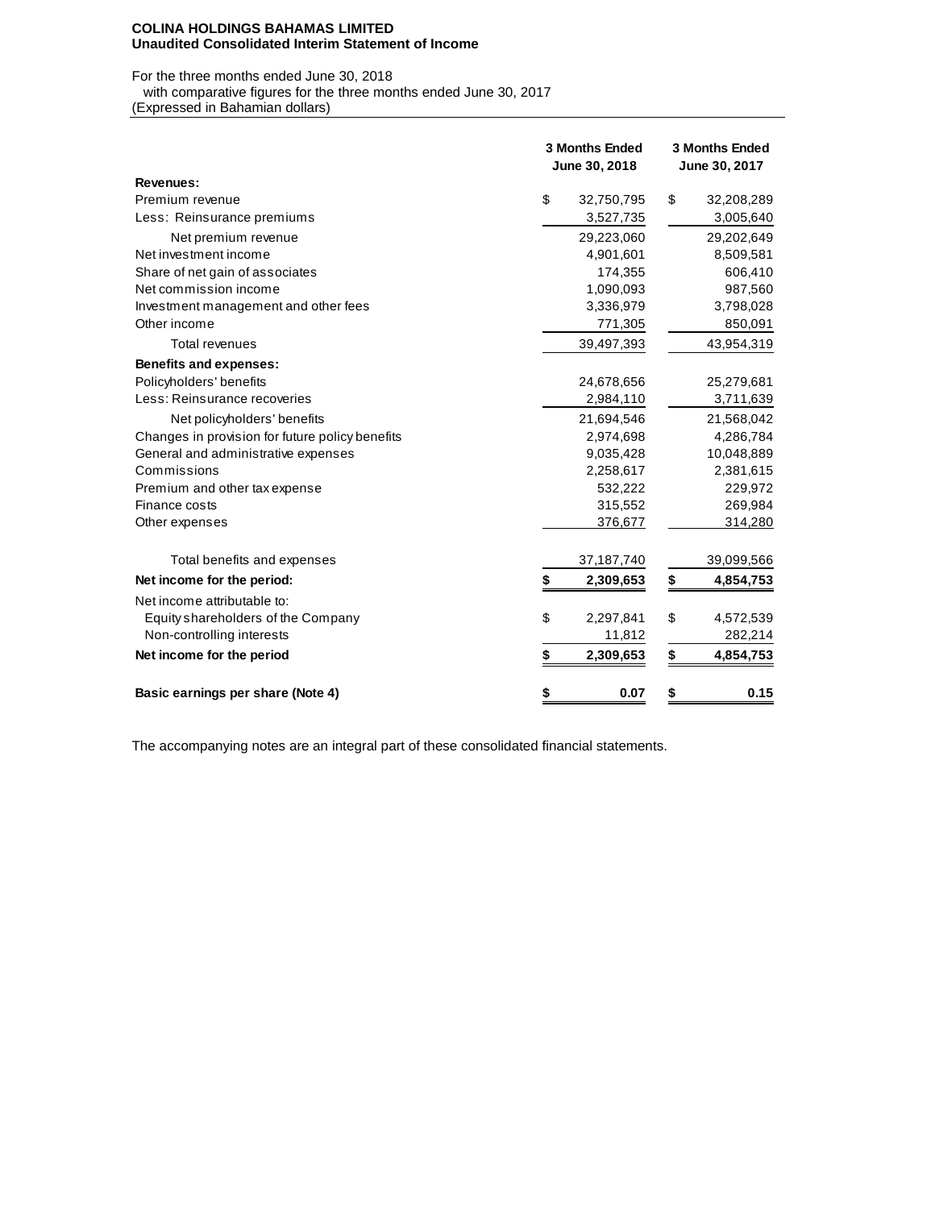**COLINA HOLDINGS BAHAMAS LIMITED**
**Unaudited Consolidated Interim Statement of Income**

For the three months ended June 30, 2018
with comparative figures for the three months ended June 30, 2017
(Expressed in Bahamian dollars)

| | 3 Months Ended June 30, 2018 | 3 Months Ended June 30, 2017 |
|---|---|---|
| **Revenues:** | | |
| Premium revenue | $ 32,750,795 | $ 32,208,289 |
| Less: Reinsurance premiums | 3,527,735 | 3,005,640 |
| Net premium revenue | 29,223,060 | 29,202,649 |
| Net investment income | 4,901,601 | 8,509,581 |
| Share of net gain of associates | 174,355 | 606,410 |
| Net commission income | 1,090,093 | 987,560 |
| Investment management and other fees | 3,336,979 | 3,798,028 |
| Other income | 771,305 | 850,091 |
| Total revenues | 39,497,393 | 43,954,319 |
| **Benefits and expenses:** | | |
| Policyholders' benefits | 24,678,656 | 25,279,681 |
| Less: Reinsurance recoveries | 2,984,110 | 3,711,639 |
| Net policyholders' benefits | 21,694,546 | 21,568,042 |
| Changes in provision for future policy benefits | 2,974,698 | 4,286,784 |
| General and administrative expenses | 9,035,428 | 10,048,889 |
| Commissions | 2,258,617 | 2,381,615 |
| Premium and other tax expense | 532,222 | 229,972 |
| Finance costs | 315,552 | 269,984 |
| Other expenses | 376,677 | 314,280 |
| Total benefits and expenses | 37,187,740 | 39,099,566 |
| **Net income for the period:** | **$ 2,309,653** | **$ 4,854,753** |
| Net income attributable to: | | |
| Equity shareholders of the Company | $ 2,297,841 | $ 4,572,539 |
| Non-controlling interests | 11,812 | 282,214 |
| **Net income for the period** | **$ 2,309,653** | **$ 4,854,753** |
| **Basic earnings per share (Note 4)** | **$ 0.07** | **$ 0.15** |

The accompanying notes are an integral part of these consolidated financial statements.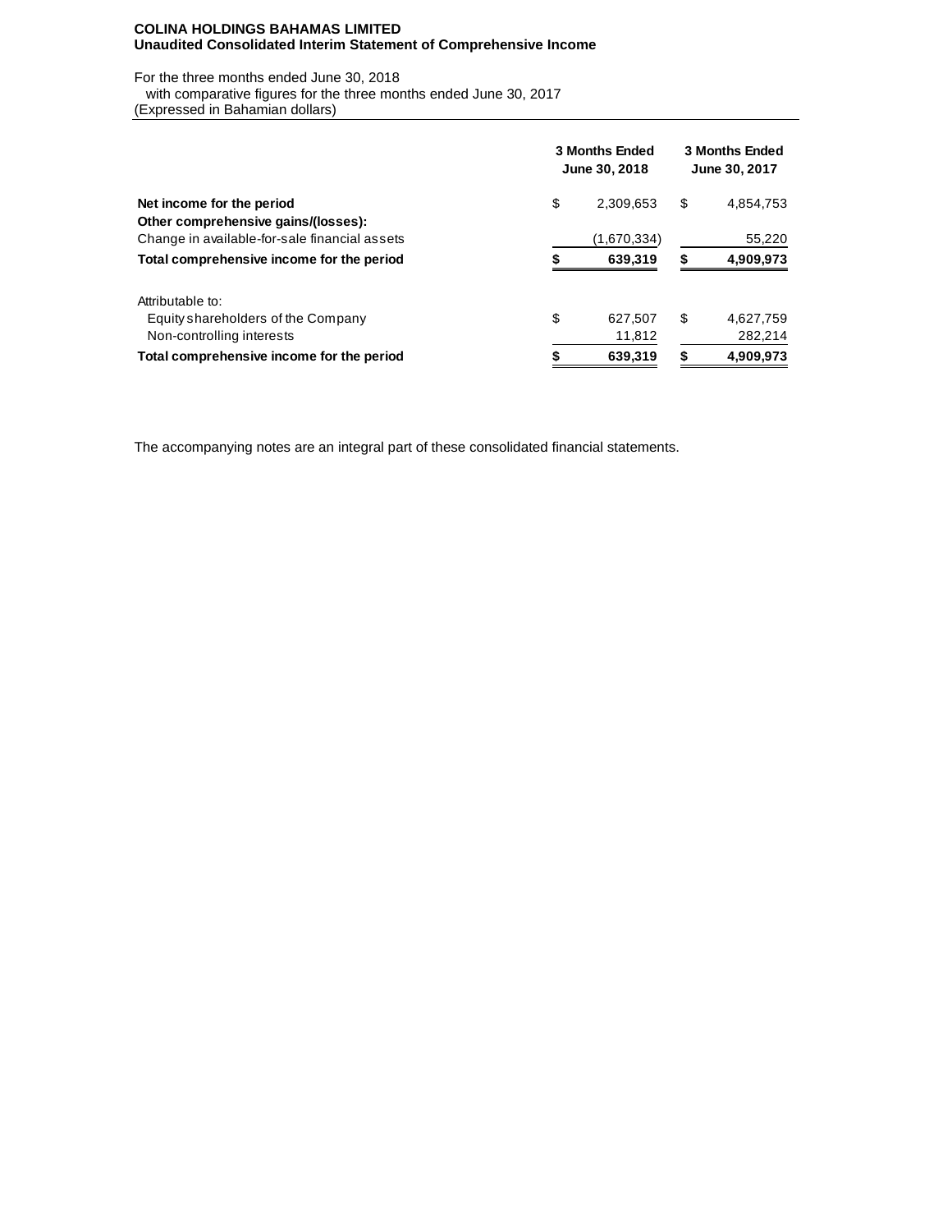**COLINA HOLDINGS BAHAMAS LIMITED**
**Unaudited Consolidated Interim Statement of Comprehensive Income**

For the three months ended June 30, 2018
with comparative figures for the three months ended June 30, 2017
(Expressed in Bahamian dollars)

| | 3 Months Ended June 30, 2018 | 3 Months Ended June 30, 2017 |
|---|---|---|
| **Net income for the period** | $ 2,309,653 | $ 4,854,753 |
| **Other comprehensive gains/(losses):** | | |
| Change in available-for-sale financial assets | (1,670,334) | 55,220 |
| **Total comprehensive income for the period** | **$ 639,319** | **$ 4,909,973** |
| | | |
| Attributable to: | | |
| Equity shareholders of the Company | $ 627,507 | $ 4,627,759 |
| Non-controlling interests | 11,812 | 282,214 |
| **Total comprehensive income for the period** | **$ 639,319** | **$ 4,909,973** |

The accompanying notes are an integral part of these consolidated financial statements.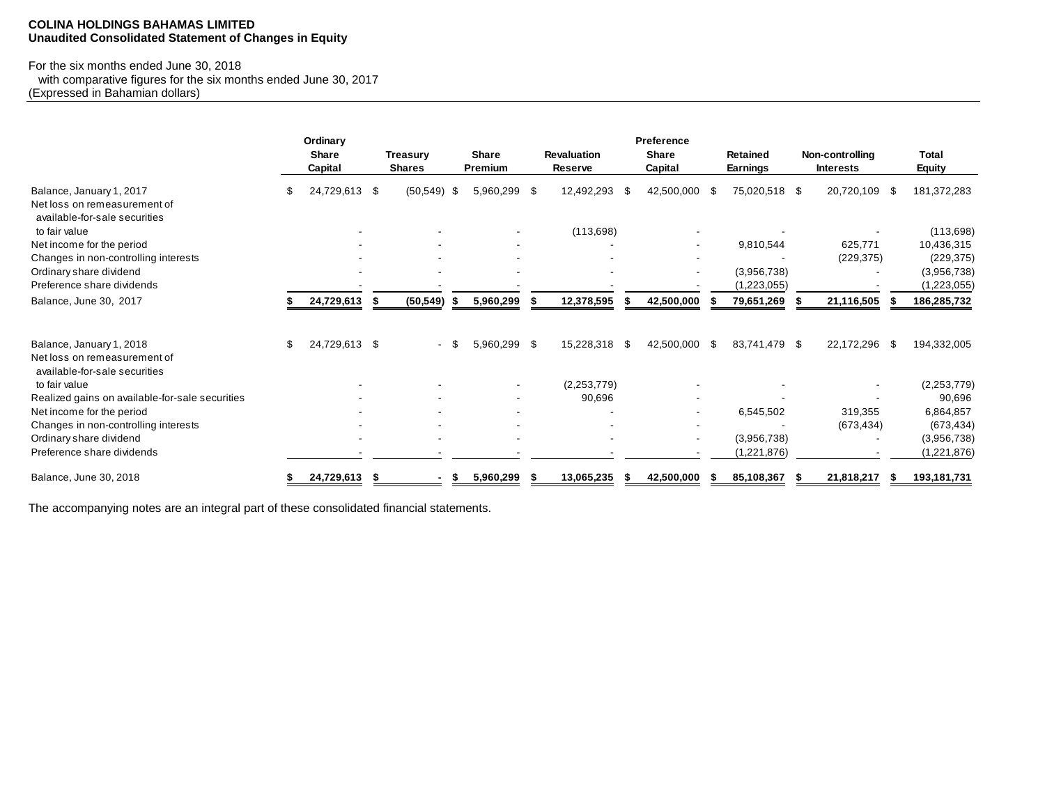**COLINA HOLDINGS BAHAMAS LIMITED**
**Unaudited Consolidated Statement of Changes in Equity**

For the six months ended June 30, 2018
with comparative figures for the six months ended June 30, 2017
(Expressed in Bahamian dollars)

| | Ordinary Share Capital | Treasury Shares | Share Premium | Revaluation Reserve | Preference Share Capital | Retained Earnings | Non-controlling Interests | Total Equity |
|---|---|---|---|---|---|---|---|---|
| Balance, January 1, 2017 | $ 24,729,613 | $ (50,549) | $ 5,960,299 | $ 12,492,293 | $ 42,500,000 | $ 75,020,518 | $ 20,720,109 | $ 181,372,283 |
| Net loss on remeasurement of available-for-sale securities to fair value | - | - | - | (113,698) | - | - | - | (113,698) |
| Net income for the period | - | - | - | - | - | 9,810,544 | 625,771 | 10,436,315 |
| Changes in non-controlling interests | - | - | - | - | - | - | (229,375) | (229,375) |
| Ordinary share dividend | - | - | - | - | - | (3,956,738) | - | (3,956,738) |
| Preference share dividends | - | - | - | - | - | (1,223,055) | - | (1,223,055) |
| Balance, June 30, 2017 | **$ 24,729,613** | **$ (50,549)** | **$ 5,960,299** | **$ 12,378,595** | **$ 42,500,000** | **$ 79,651,269** | **$ 21,116,505** | **$ 186,285,732** |
| | | | | | | | | |
| Balance, January 1, 2018 | $ 24,729,613 | $ - | $ 5,960,299 | $ 15,228,318 | $ 42,500,000 | $ 83,741,479 | $ 22,172,296 | $ 194,332,005 |
| Net loss on remeasurement of available-for-sale securities to fair value | - | - | - | (2,253,779) | - | - | - | (2,253,779) |
| Realized gains on available-for-sale securities | - | - | - | 90,696 | - | - | - | 90,696 |
| Net income for the period | - | - | - | - | - | 6,545,502 | 319,355 | 6,864,857 |
| Changes in non-controlling interests | - | - | - | - | - | - | (673,434) | (673,434) |
| Ordinary share dividend | - | - | - | - | - | (3,956,738) | - | (3,956,738) |
| Preference share dividends | - | - | - | - | - | (1,221,876) | - | (1,221,876) |
| Balance, June 30, 2018 | **$ 24,729,613** | **$ -** | **$ 5,960,299** | **$ 13,065,235** | **$ 42,500,000** | **$ 85,108,367** | **$ 21,818,217** | **$ 193,181,731** |

The accompanying notes are an integral part of these consolidated financial statements.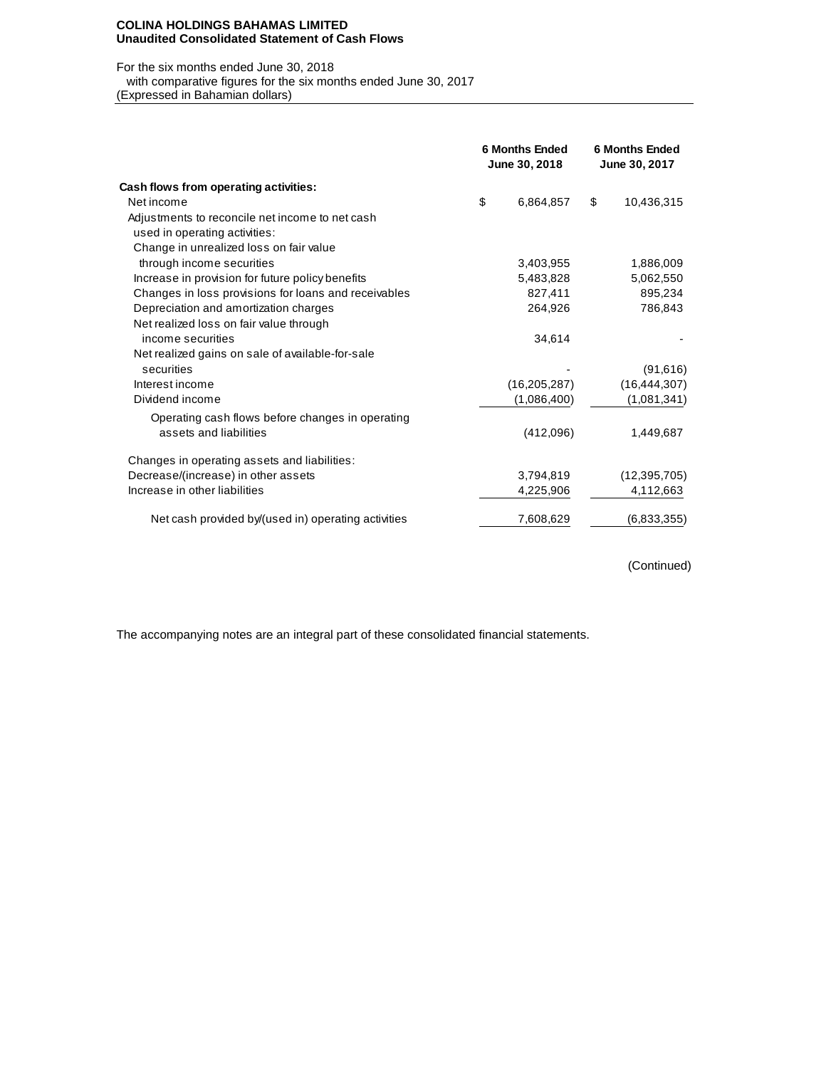**COLINA HOLDINGS BAHAMAS LIMITED**
**Unaudited Consolidated Statement of Cash Flows**

For the six months ended June 30, 2018
with comparative figures for the six months ended June 30, 2017
(Expressed in Bahamian dollars)

| | 6 Months Ended June 30, 2018 | 6 Months Ended June 30, 2017 |
|---|---|---|
| **Cash flows from operating activities:** | | |
| Net income | $ 6,864,857 | $ 10,436,315 |
| Adjustments to reconcile net income to net cash used in operating activities: | | |
| Change in unrealized loss on fair value through income securities | 3,403,955 | 1,886,009 |
| Increase in provision for future policy benefits | 5,483,828 | 5,062,550 |
| Changes in loss provisions for loans and receivables | 827,411 | 895,234 |
| Depreciation and amortization charges | 264,926 | 786,843 |
| Net realized loss on fair value through income securities | 34,614 | - |
| Net realized gains on sale of available-for-sale securities | - | (91,616) |
| Interest income | (16,205,287) | (16,444,307) |
| Dividend income | (1,086,400) | (1,081,341) |
| Operating cash flows before changes in operating assets and liabilities | (412,096) | 1,449,687 |
| Changes in operating assets and liabilities: | | |
| Decrease/(increase) in other assets | 3,794,819 | (12,395,705) |
| Increase in other liabilities | 4,225,906 | 4,112,663 |
| Net cash provided by/(used in) operating activities | 7,608,629 | (6,833,355) |

(Continued)

The accompanying notes are an integral part of these consolidated financial statements.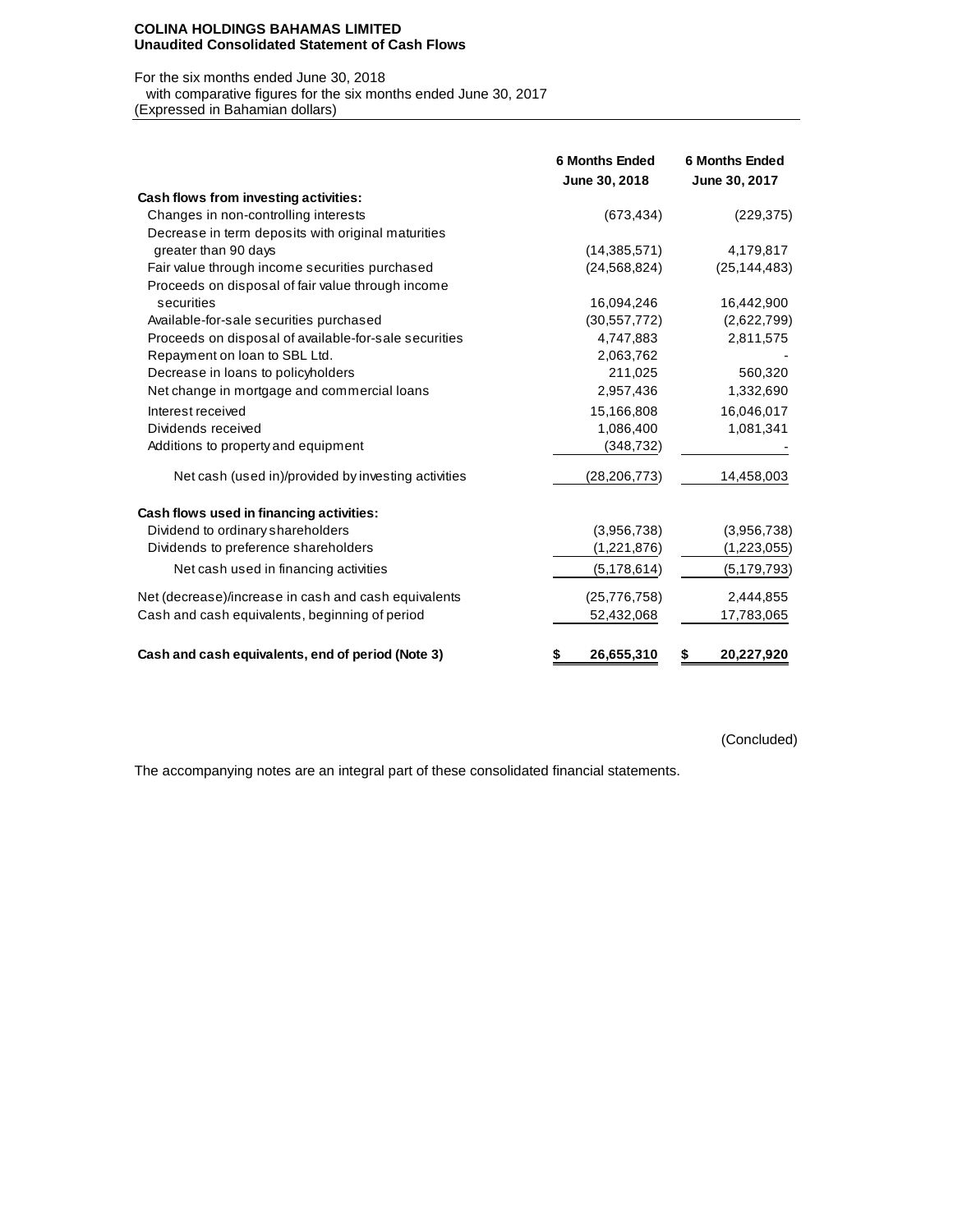**COLINA HOLDINGS BAHAMAS LIMITED**
**Unaudited Consolidated Statement of Cash Flows**

For the six months ended June 30, 2018
with comparative figures for the six months ended June 30, 2017
(Expressed in Bahamian dollars)

| | 6 Months Ended June 30, 2018 | 6 Months Ended June 30, 2017 |
|---|---|---|
| **Cash flows from investing activities:** | | |
| Changes in non-controlling interests | (673,434) | (229,375) |
| Decrease in term deposits with original maturities greater than 90 days | (14,385,571) | 4,179,817 |
| Fair value through income securities purchased | (24,568,824) | (25,144,483) |
| Proceeds on disposal of fair value through income securities | 16,094,246 | 16,442,900 |
| Available-for-sale securities purchased | (30,557,772) | (2,622,799) |
| Proceeds on disposal of available-for-sale securities | 4,747,883 | 2,811,575 |
| Repayment on loan to SBL Ltd. | 2,063,762 | - |
| Decrease in loans to policyholders | 211,025 | 560,320 |
| Net change in mortgage and commercial loans | 2,957,436 | 1,332,690 |
| Interest received | 15,166,808 | 16,046,017 |
| Dividends received | 1,086,400 | 1,081,341 |
| Additions to property and equipment | (348,732) | - |
| Net cash (used in)/provided by investing activities | (28,206,773) | 14,458,003 |
| **Cash flows used in financing activities:** | | |
| Dividend to ordinary shareholders | (3,956,738) | (3,956,738) |
| Dividends to preference shareholders | (1,221,876) | (1,223,055) |
| Net cash used in financing activities | (5,178,614) | (5,179,793) |
| Net (decrease)/increase in cash and cash equivalents | (25,776,758) | 2,444,855 |
| Cash and cash equivalents, beginning of period | 52,432,068 | 17,783,065 |
| **Cash and cash equivalents, end of period (Note 3)** | **$ 26,655,310** | **$ 20,227,920** |

(Concluded)

The accompanying notes are an integral part of these consolidated financial statements.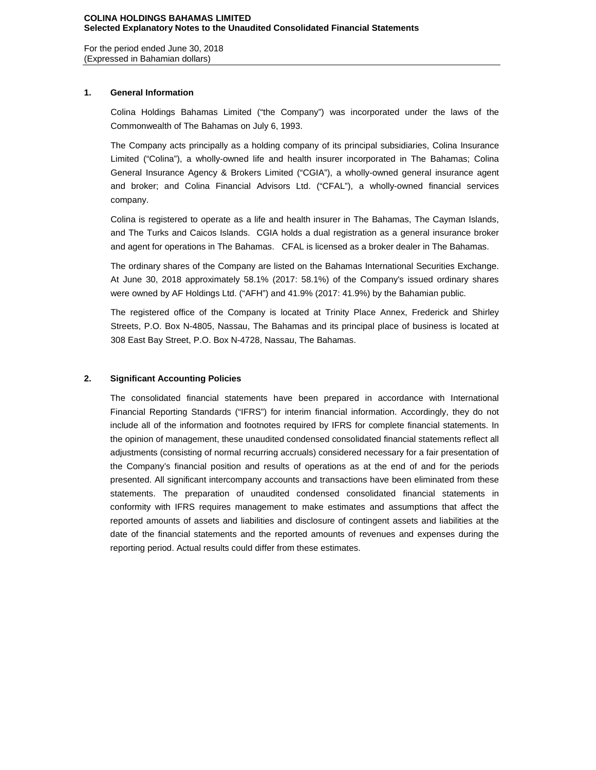**COLINA HOLDINGS BAHAMAS LIMITED**
**Selected Explanatory Notes to the Unaudited Consolidated Financial Statements**

For the period ended June 30, 2018
(Expressed in Bahamian dollars)

## 1. General Information

Colina Holdings Bahamas Limited ("the Company") was incorporated under the laws of the Commonwealth of The Bahamas on July 6, 1993.

The Company acts principally as a holding company of its principal subsidiaries, Colina Insurance Limited ("Colina"), a wholly-owned life and health insurer incorporated in The Bahamas; Colina General Insurance Agency & Brokers Limited ("CGIA"), a wholly-owned general insurance agent and broker; and Colina Financial Advisors Ltd. ("CFAL"), a wholly-owned financial services company.

Colina is registered to operate as a life and health insurer in The Bahamas, The Cayman Islands, and The Turks and Caicos Islands. CGIA holds a dual registration as a general insurance broker and agent for operations in The Bahamas. CFAL is licensed as a broker dealer in The Bahamas.

The ordinary shares of the Company are listed on the Bahamas International Securities Exchange. At June 30, 2018 approximately 58.1% (2017: 58.1%) of the Company's issued ordinary shares were owned by AF Holdings Ltd. ("AFH") and 41.9% (2017: 41.9%) by the Bahamian public.

The registered office of the Company is located at Trinity Place Annex, Frederick and Shirley Streets, P.O. Box N-4805, Nassau, The Bahamas and its principal place of business is located at 308 East Bay Street, P.O. Box N-4728, Nassau, The Bahamas.

## 2. Significant Accounting Policies

The consolidated financial statements have been prepared in accordance with International Financial Reporting Standards ("IFRS") for interim financial information. Accordingly, they do not include all of the information and footnotes required by IFRS for complete financial statements. In the opinion of management, these unaudited condensed consolidated financial statements reflect all adjustments (consisting of normal recurring accruals) considered necessary for a fair presentation of the Company's financial position and results of operations as at the end of and for the periods presented. All significant intercompany accounts and transactions have been eliminated from these statements. The preparation of unaudited condensed consolidated financial statements in conformity with IFRS requires management to make estimates and assumptions that affect the reported amounts of assets and liabilities and disclosure of contingent assets and liabilities at the date of the financial statements and the reported amounts of revenues and expenses during the reporting period. Actual results could differ from these estimates.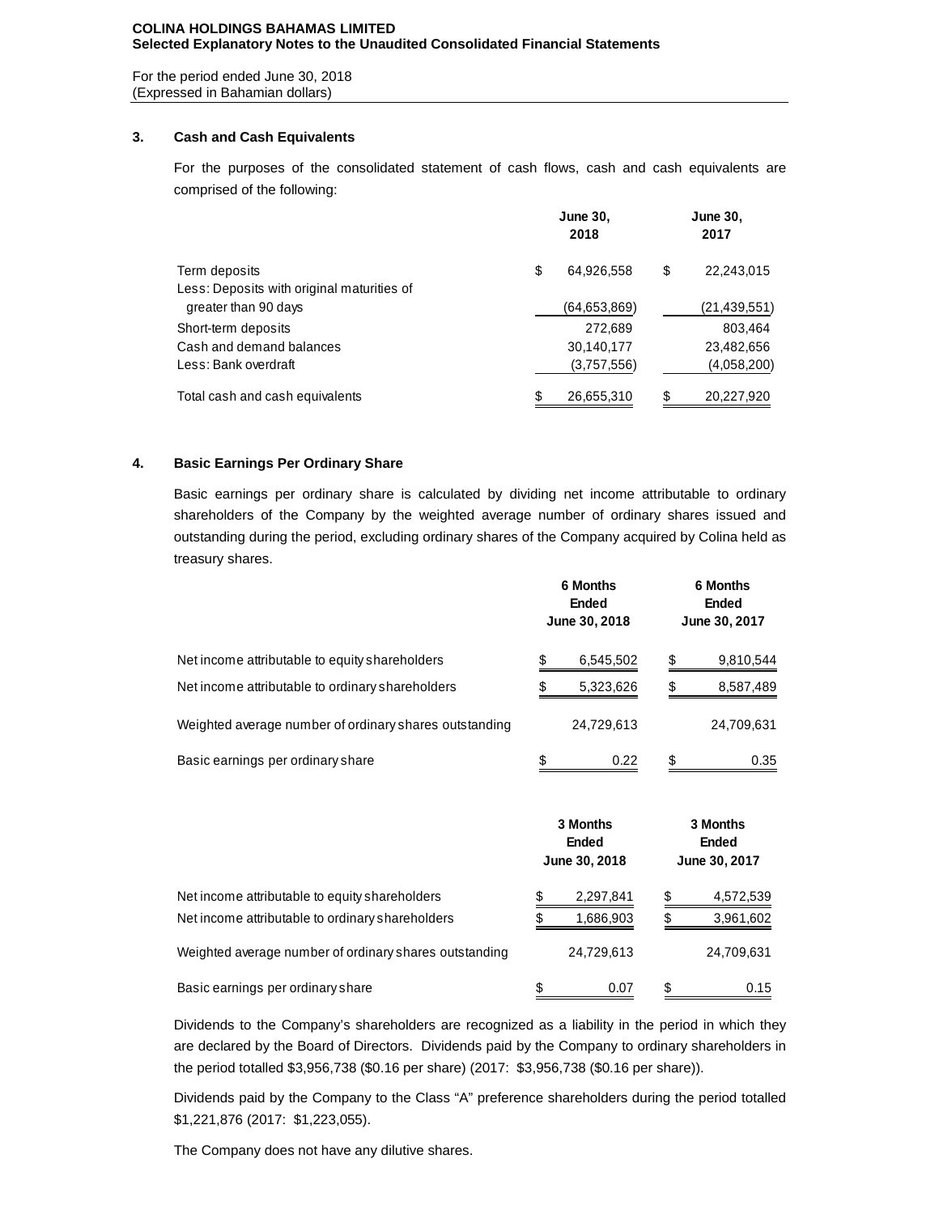**COLINA HOLDINGS BAHAMAS LIMITED**
**Selected Explanatory Notes to the Unaudited Consolidated Financial Statements**

For the period ended June 30, 2018
(Expressed in Bahamian dollars)

### 3. Cash and Cash Equivalents

For the purposes of the consolidated statement of cash flows, cash and cash equivalents are comprised of the following:

| | June 30, 2018 | June 30, 2017 |
|---|---|---|
| Term deposits | $ 64,926,558 | $ 22,243,015 |
| Less: Deposits with original maturities of greater than 90 days | (64,653,869) | (21,439,551) |
| Short-term deposits | 272,689 | 803,464 |
| Cash and demand balances | 30,140,177 | 23,482,656 |
| Less: Bank overdraft | (3,757,556) | (4,058,200) |
| Total cash and cash equivalents | $ 26,655,310 | $ 20,227,920 |

### 4. Basic Earnings Per Ordinary Share

Basic earnings per ordinary share is calculated by dividing net income attributable to ordinary shareholders of the Company by the weighted average number of ordinary shares issued and outstanding during the period, excluding ordinary shares of the Company acquired by Colina held as treasury shares.

| | 6 Months Ended June 30, 2018 | 6 Months Ended June 30, 2017 |
|---|---|---|
| Net income attributable to equity shareholders | $ 6,545,502 | $ 9,810,544 |
| Net income attributable to ordinary shareholders | $ 5,323,626 | $ 8,587,489 |
| Weighted average number of ordinary shares outstanding | 24,729,613 | 24,709,631 |
| Basic earnings per ordinary share | $ 0.22 | $ 0.35 |

| | 3 Months Ended June 30, 2018 | 3 Months Ended June 30, 2017 |
|---|---|---|
| Net income attributable to equity shareholders | $ 2,297,841 | $ 4,572,539 |
| Net income attributable to ordinary shareholders | $ 1,686,903 | $ 3,961,602 |
| Weighted average number of ordinary shares outstanding | 24,729,613 | 24,709,631 |
| Basic earnings per ordinary share | $ 0.07 | $ 0.15 |

Dividends to the Company's shareholders are recognized as a liability in the period in which they are declared by the Board of Directors. Dividends paid by the Company to ordinary shareholders in the period totalled $3,956,738 ($0.16 per share) (2017: $3,956,738 ($0.16 per share)).

Dividends paid by the Company to the Class "A" preference shareholders during the period totalled $1,221,876 (2017: $1,223,055).

The Company does not have any dilutive shares.